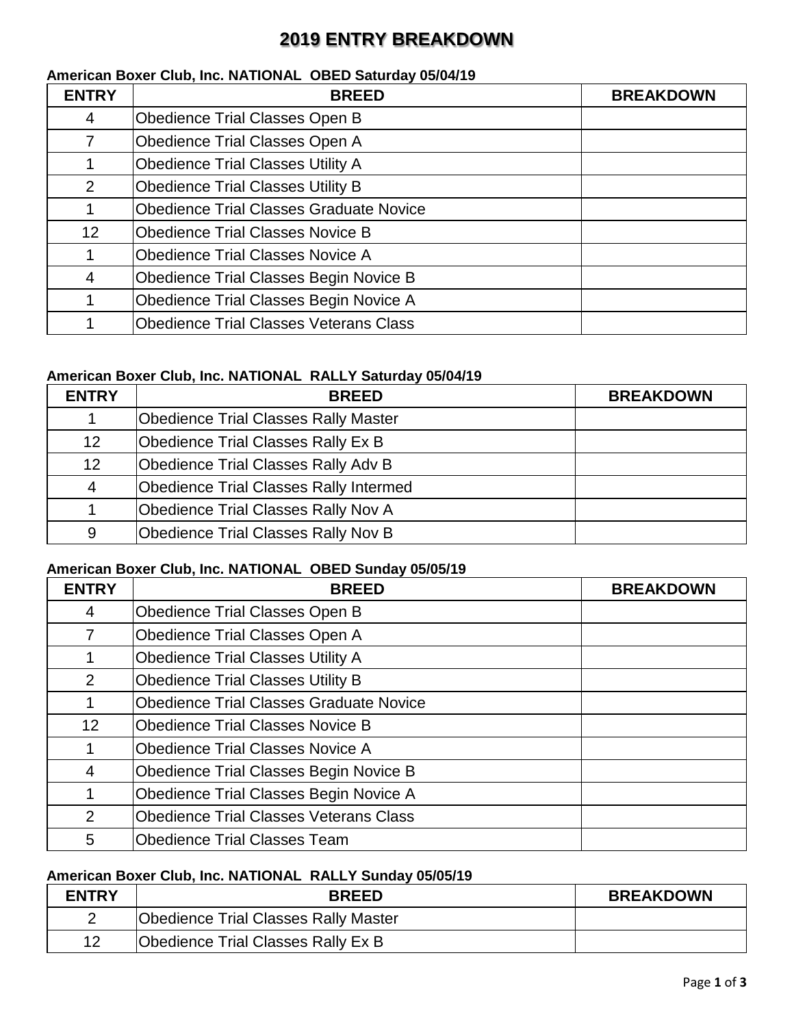# 2019 ENTRY BREAKDOWN

**American Boxer Club, Inc. NATIONAL OBED Saturday 05/04/19**

| ENTRY | BREED | BREAKDOWN |
|---|---|---|
| 4 | Obedience Trial Classes Open B | |
| 7 | Obedience Trial Classes Open A | |
| 1 | Obedience Trial Classes Utility A | |
| 2 | Obedience Trial Classes Utility B | |
| 1 | Obedience Trial Classes Graduate Novice | |
| 12 | Obedience Trial Classes Novice B | |
| 1 | Obedience Trial Classes Novice A | |
| 4 | Obedience Trial Classes Begin Novice B | |
| 1 | Obedience Trial Classes Begin Novice A | |
| 1 | Obedience Trial Classes Veterans Class | |

**American Boxer Club, Inc. NATIONAL RALLY Saturday 05/04/19**

| ENTRY | BREED | BREAKDOWN |
|---|---|---|
| 1 | Obedience Trial Classes Rally Master | |
| 12 | Obedience Trial Classes Rally Ex B | |
| 12 | Obedience Trial Classes Rally Adv B | |
| 4 | Obedience Trial Classes Rally Intermed | |
| 1 | Obedience Trial Classes Rally Nov A | |
| 9 | Obedience Trial Classes Rally Nov B | |

**American Boxer Club, Inc. NATIONAL OBED Sunday 05/05/19**

| ENTRY | BREED | BREAKDOWN |
|---|---|---|
| 4 | Obedience Trial Classes Open B | |
| 7 | Obedience Trial Classes Open A | |
| 1 | Obedience Trial Classes Utility A | |
| 2 | Obedience Trial Classes Utility B | |
| 1 | Obedience Trial Classes Graduate Novice | |
| 12 | Obedience Trial Classes Novice B | |
| 1 | Obedience Trial Classes Novice A | |
| 4 | Obedience Trial Classes Begin Novice B | |
| 1 | Obedience Trial Classes Begin Novice A | |
| 2 | Obedience Trial Classes Veterans Class | |
| 5 | Obedience Trial Classes Team | |

**American Boxer Club, Inc. NATIONAL RALLY Sunday 05/05/19**

| ENTRY | BREED | BREAKDOWN |
|---|---|---|
| 2 | Obedience Trial Classes Rally Master | |
| 12 | Obedience Trial Classes Rally Ex B | |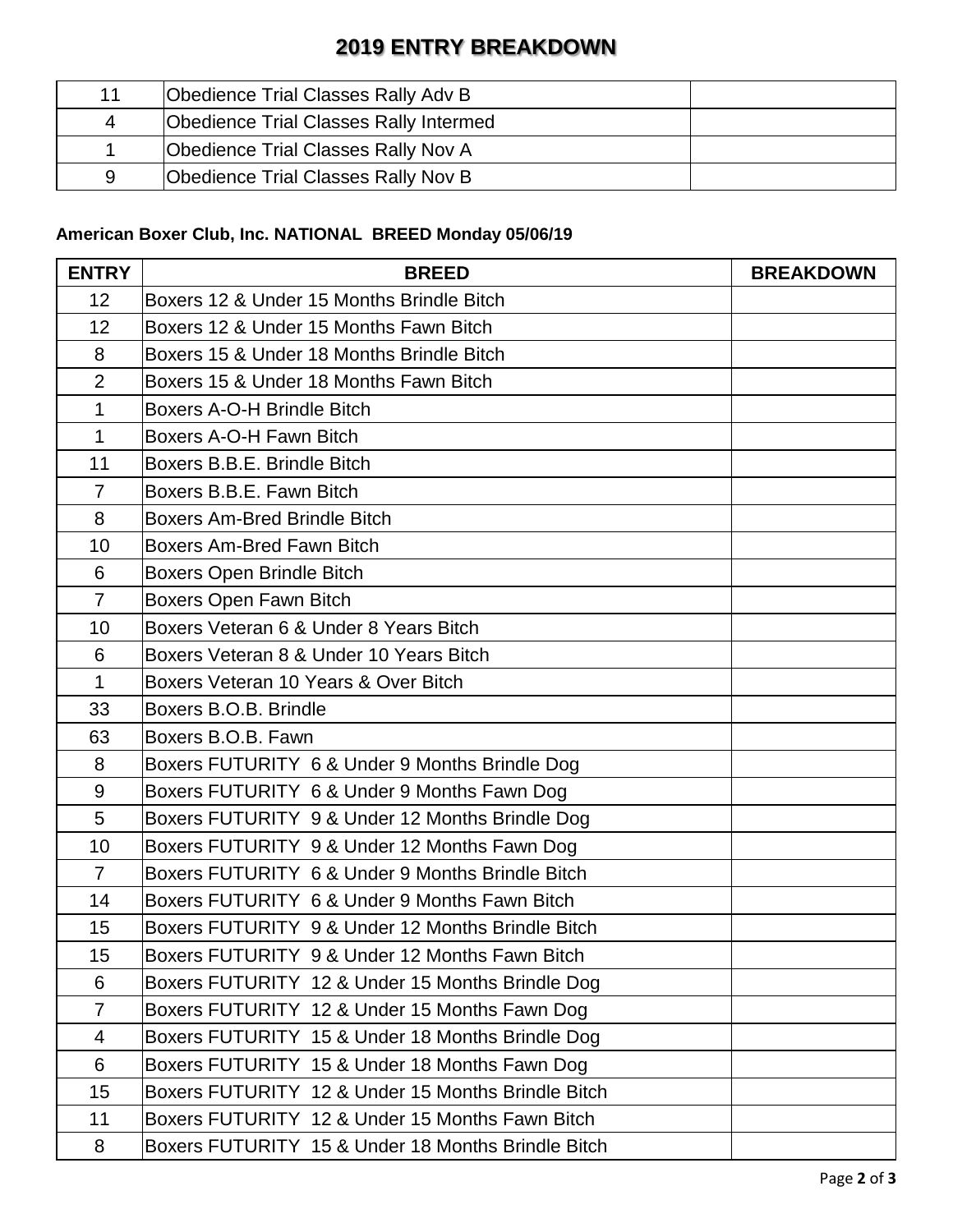# 2019 ENTRY BREAKDOWN

| | | |
|---|---|---|
| 11 | Obedience Trial Classes Rally Adv B | |
| 4 | Obedience Trial Classes Rally Intermed | |
| 1 | Obedience Trial Classes Rally Nov A | |
| 9 | Obedience Trial Classes Rally Nov B | |

**American Boxer Club, Inc. NATIONAL BREED Monday 05/06/19**

| ENTRY | BREED | BREAKDOWN |
|---|---|---|
| 12 | Boxers 12 & Under 15 Months Brindle Bitch | |
| 12 | Boxers 12 & Under 15 Months Fawn Bitch | |
| 8 | Boxers 15 & Under 18 Months Brindle Bitch | |
| 2 | Boxers 15 & Under 18 Months Fawn Bitch | |
| 1 | Boxers A-O-H Brindle Bitch | |
| 1 | Boxers A-O-H Fawn Bitch | |
| 11 | Boxers B.B.E. Brindle Bitch | |
| 7 | Boxers B.B.E. Fawn Bitch | |
| 8 | Boxers Am-Bred Brindle Bitch | |
| 10 | Boxers Am-Bred Fawn Bitch | |
| 6 | Boxers Open Brindle Bitch | |
| 7 | Boxers Open Fawn Bitch | |
| 10 | Boxers Veteran 6 & Under 8 Years Bitch | |
| 6 | Boxers Veteran 8 & Under 10 Years Bitch | |
| 1 | Boxers Veteran 10 Years & Over Bitch | |
| 33 | Boxers B.O.B. Brindle | |
| 63 | Boxers B.O.B. Fawn | |
| 8 | Boxers FUTURITY 6 & Under 9 Months Brindle Dog | |
| 9 | Boxers FUTURITY 6 & Under 9 Months Fawn Dog | |
| 5 | Boxers FUTURITY 9 & Under 12 Months Brindle Dog | |
| 10 | Boxers FUTURITY 9 & Under 12 Months Fawn Dog | |
| 7 | Boxers FUTURITY 6 & Under 9 Months Brindle Bitch | |
| 14 | Boxers FUTURITY 6 & Under 9 Months Fawn Bitch | |
| 15 | Boxers FUTURITY 9 & Under 12 Months Brindle Bitch | |
| 15 | Boxers FUTURITY 9 & Under 12 Months Fawn Bitch | |
| 6 | Boxers FUTURITY 12 & Under 15 Months Brindle Dog | |
| 7 | Boxers FUTURITY 12 & Under 15 Months Fawn Dog | |
| 4 | Boxers FUTURITY 15 & Under 18 Months Brindle Dog | |
| 6 | Boxers FUTURITY 15 & Under 18 Months Fawn Dog | |
| 15 | Boxers FUTURITY 12 & Under 15 Months Brindle Bitch | |
| 11 | Boxers FUTURITY 12 & Under 15 Months Fawn Bitch | |
| 8 | Boxers FUTURITY 15 & Under 18 Months Brindle Bitch | |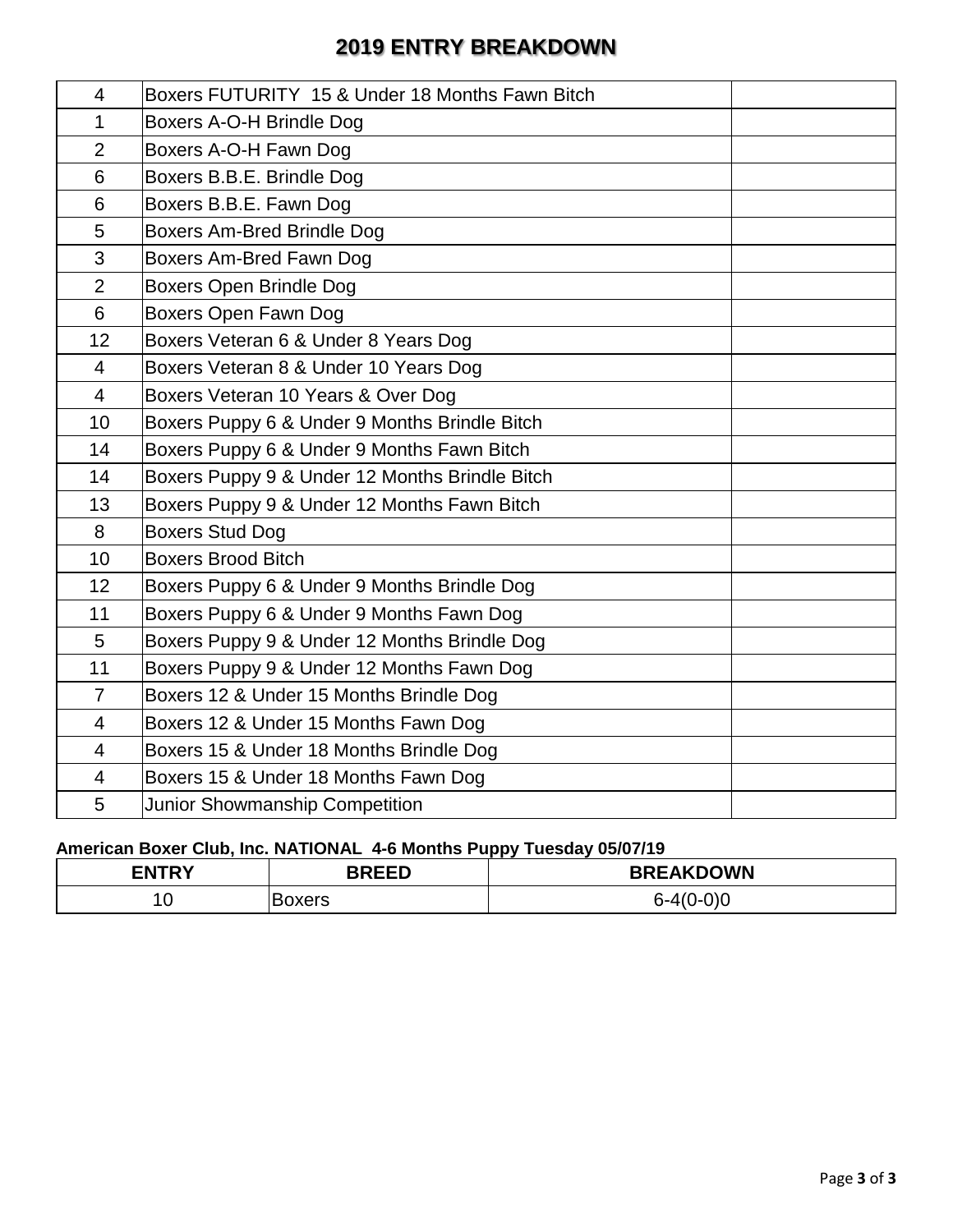# 2019 ENTRY BREAKDOWN

| | | |
|---|---|---|
| 4 | Boxers FUTURITY 15 & Under 18 Months Fawn Bitch | |
| 1 | Boxers A-O-H Brindle Dog | |
| 2 | Boxers A-O-H Fawn Dog | |
| 6 | Boxers B.B.E. Brindle Dog | |
| 6 | Boxers B.B.E. Fawn Dog | |
| 5 | Boxers Am-Bred Brindle Dog | |
| 3 | Boxers Am-Bred Fawn Dog | |
| 2 | Boxers Open Brindle Dog | |
| 6 | Boxers Open Fawn Dog | |
| 12 | Boxers Veteran 6 & Under 8 Years Dog | |
| 4 | Boxers Veteran 8 & Under 10 Years Dog | |
| 4 | Boxers Veteran 10 Years & Over Dog | |
| 10 | Boxers Puppy 6 & Under 9 Months Brindle Bitch | |
| 14 | Boxers Puppy 6 & Under 9 Months Fawn Bitch | |
| 14 | Boxers Puppy 9 & Under 12 Months Brindle Bitch | |
| 13 | Boxers Puppy 9 & Under 12 Months Fawn Bitch | |
| 8 | Boxers Stud Dog | |
| 10 | Boxers Brood Bitch | |
| 12 | Boxers Puppy 6 & Under 9 Months Brindle Dog | |
| 11 | Boxers Puppy 6 & Under 9 Months Fawn Dog | |
| 5 | Boxers Puppy 9 & Under 12 Months Brindle Dog | |
| 11 | Boxers Puppy 9 & Under 12 Months Fawn Dog | |
| 7 | Boxers 12 & Under 15 Months Brindle Dog | |
| 4 | Boxers 12 & Under 15 Months Fawn Dog | |
| 4 | Boxers 15 & Under 18 Months Brindle Dog | |
| 4 | Boxers 15 & Under 18 Months Fawn Dog | |
| 5 | Junior Showmanship Competition | |

**American Boxer Club, Inc. NATIONAL 4-6 Months Puppy Tuesday 05/07/19**

| ENTRY | BREED | BREAKDOWN |
|---|---|---|
| 10 | Boxers | 6-4(0-0)0 |